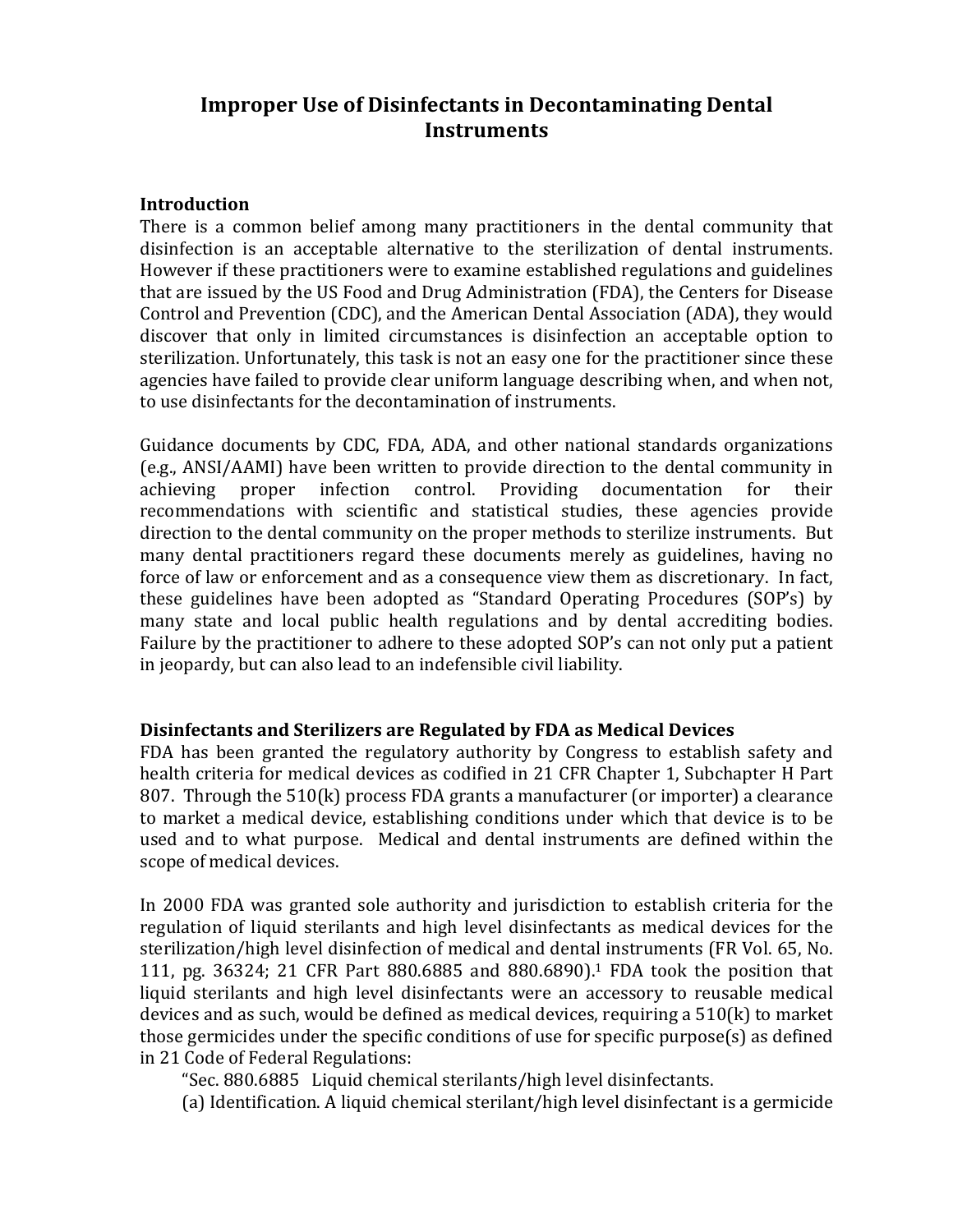# Improper Use of Disinfectants in Decontaminating Dental Instruments

## Introduction

There is a common belief among many practitioners in the dental community that disinfection is an acceptable alternative to the sterilization of dental instruments. However if these practitioners were to examine established regulations and guidelines that are issued by the US Food and Drug Administration (FDA), the Centers for Disease Control and Prevention (CDC), and the American Dental Association (ADA), they would discover that only in limited circumstances is disinfection an acceptable option to sterilization. Unfortunately, this task is not an easy one for the practitioner since these agencies have failed to provide clear uniform language describing when, and when not, to use disinfectants for the decontamination of instruments.

Guidance documents by CDC, FDA, ADA, and other national standards organizations (e.g., ANSI/AAMI) have been written to provide direction to the dental community in achieving proper infection control. Providing documentation for their recommendations with scientific and statistical studies, these agencies provide direction to the dental community on the proper methods to sterilize instruments. But many dental practitioners regard these documents merely as guidelines, having no force of law or enforcement and as a consequence view them as discretionary. In fact, these guidelines have been adopted as "Standard Operating Procedures (SOP's) by many state and local public health regulations and by dental accrediting bodies. Failure by the practitioner to adhere to these adopted SOP's can not only put a patient in jeopardy, but can also lead to an indefensible civil liability.

## Disinfectants and Sterilizers are Regulated by FDA as Medical Devices

FDA has been granted the regulatory authority by Congress to establish safety and health criteria for medical devices as codified in 21 CFR Chapter 1, Subchapter H Part 807. Through the 510(k) process FDA grants a manufacturer (or importer) a clearance to market a medical device, establishing conditions under which that device is to be used and to what purpose. Medical and dental instruments are defined within the scope of medical devices.

In 2000 FDA was granted sole authority and jurisdiction to establish criteria for the regulation of liquid sterilants and high level disinfectants as medical devices for the sterilization/high level disinfection of medical and dental instruments (FR Vol. 65, No. 111, pg. 36324; 21 CFR Part 880.6885 and 880.6890).[1] FDA took the position that liquid sterilants and high level disinfectants were an accessory to reusable medical devices and as such, would be defined as medical devices, requiring a 510(k) to market those germicides under the specific conditions of use for specific purpose(s) as defined in 21 Code of Federal Regulations:

"Sec. 880.6885 Liquid chemical sterilants/high level disinfectants.

(a) Identification. A liquid chemical sterilant/high level disinfectant is a germicide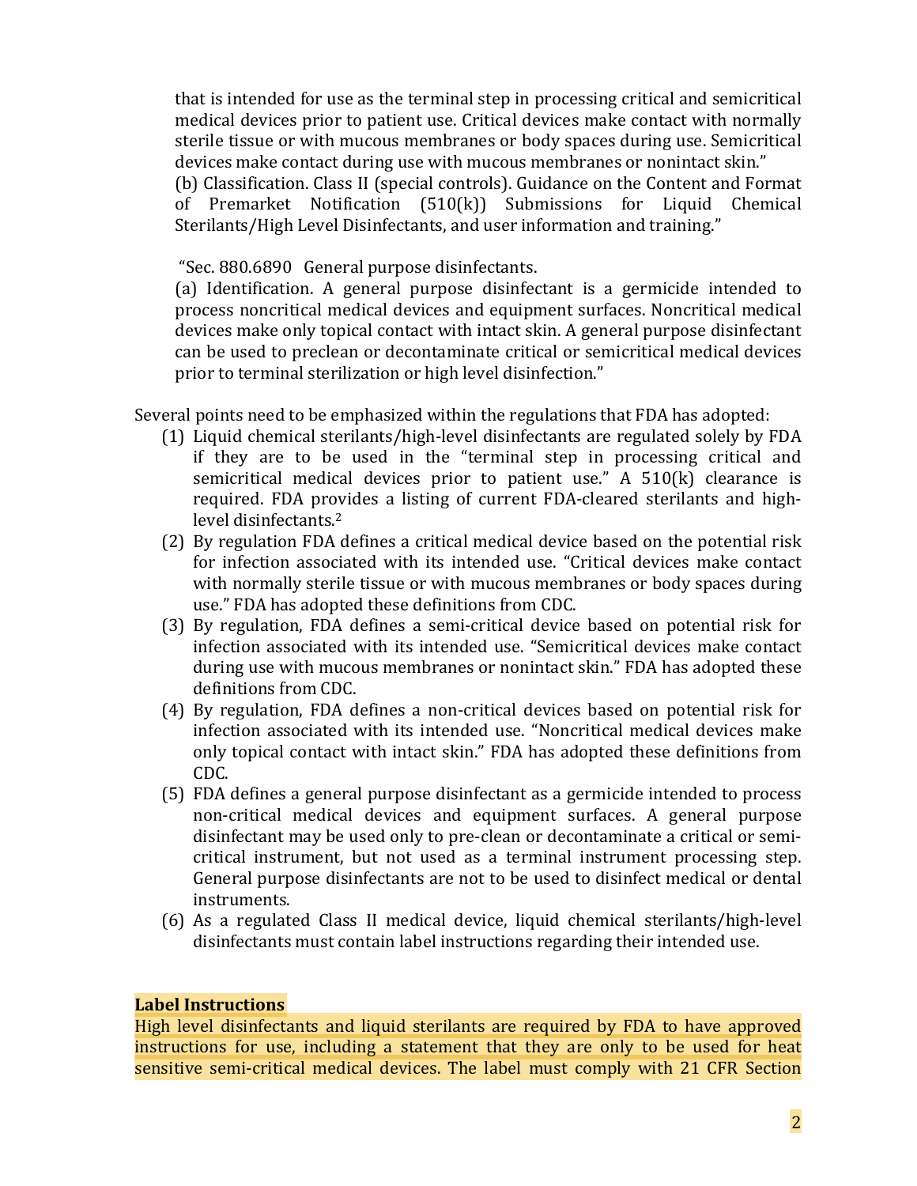that is intended for use as the terminal step in processing critical and semicritical medical devices prior to patient use. Critical devices make contact with normally sterile tissue or with mucous membranes or body spaces during use. Semicritical devices make contact during use with mucous membranes or nonintact skin."
(b) Classification. Class II (special controls). Guidance on the Content and Format of Premarket Notification (510(k)) Submissions for Liquid Chemical Sterilants/High Level Disinfectants, and user information and training."

"Sec. 880.6890 General purpose disinfectants.
(a) Identification. A general purpose disinfectant is a germicide intended to process noncritical medical devices and equipment surfaces. Noncritical medical devices make only topical contact with intact skin. A general purpose disinfectant can be used to preclean or decontaminate critical or semicritical medical devices prior to terminal sterilization or high level disinfection."

Several points need to be emphasized within the regulations that FDA has adopted:

1. Liquid chemical sterilants/high-level disinfectants are regulated solely by FDA if they are to be used in the "terminal step in processing critical and semicritical medical devices prior to patient use." A 510(k) clearance is required. FDA provides a listing of current FDA-cleared sterilants and high-level disinfectants.[2]
2. By regulation FDA defines a critical medical device based on the potential risk for infection associated with its intended use. "Critical devices make contact with normally sterile tissue or with mucous membranes or body spaces during use." FDA has adopted these definitions from CDC.
3. By regulation, FDA defines a semi-critical device based on potential risk for infection associated with its intended use. "Semicritical devices make contact during use with mucous membranes or nonintact skin." FDA has adopted these definitions from CDC.
4. By regulation, FDA defines a non-critical devices based on potential risk for infection associated with its intended use. "Noncritical medical devices make only topical contact with intact skin." FDA has adopted these definitions from CDC.
5. FDA defines a general purpose disinfectant as a germicide intended to process non-critical medical devices and equipment surfaces. A general purpose disinfectant may be used only to pre-clean or decontaminate a critical or semi-critical instrument, but not used as a terminal instrument processing step. General purpose disinfectants are not to be used to disinfect medical or dental instruments.
6. As a regulated Class II medical device, liquid chemical sterilants/high-level disinfectants must contain label instructions regarding their intended use.

**Label Instructions**

High level disinfectants and liquid sterilants are required by FDA to have approved instructions for use, including a statement that they are only to be used for heat sensitive semi-critical medical devices. The label must comply with 21 CFR Section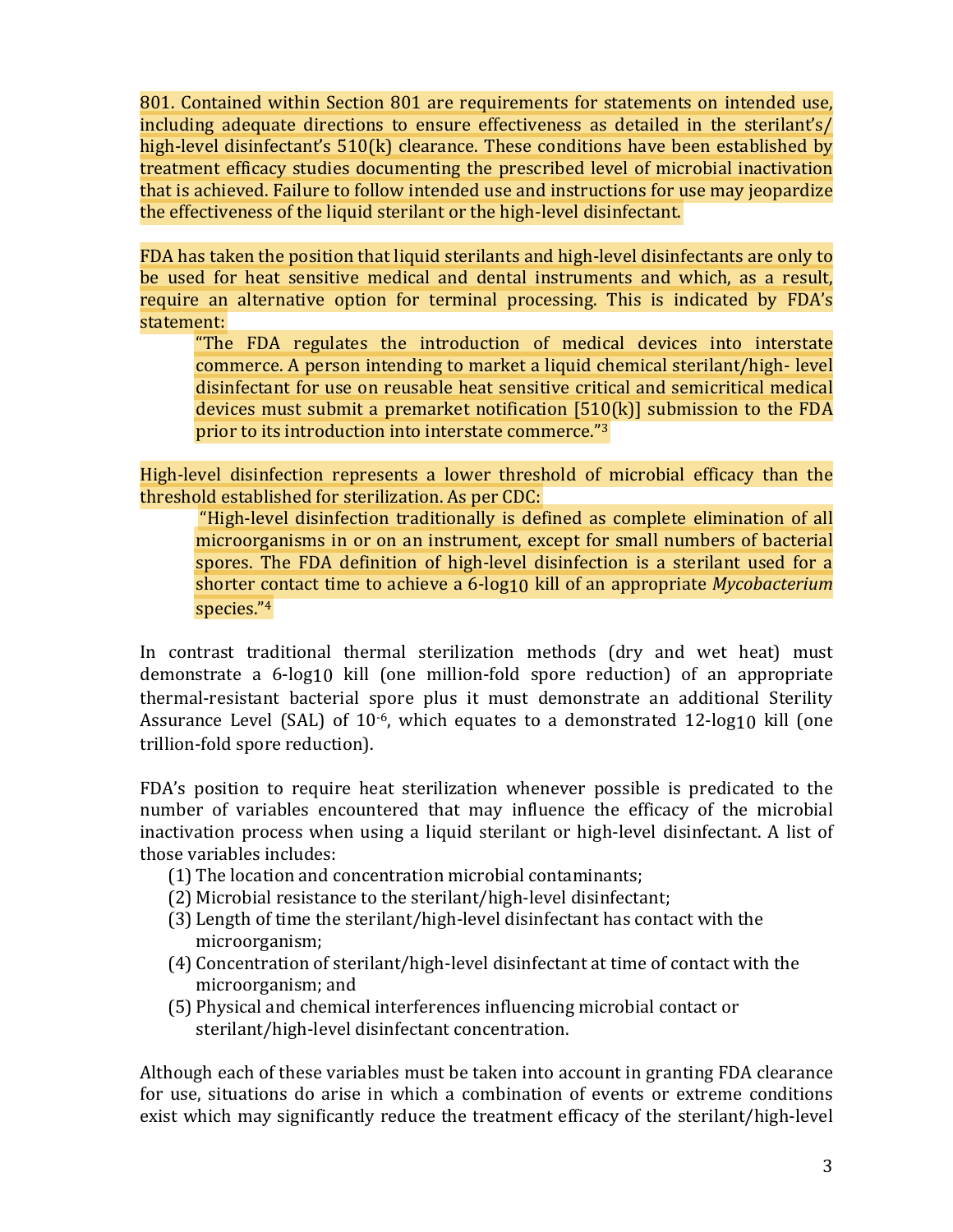801. Contained within Section 801 are requirements for statements on intended use, including adequate directions to ensure effectiveness as detailed in the sterilant's/ high-level disinfectant's 510(k) clearance. These conditions have been established by treatment efficacy studies documenting the prescribed level of microbial inactivation that is achieved. Failure to follow intended use and instructions for use may jeopardize the effectiveness of the liquid sterilant or the high-level disinfectant.

FDA has taken the position that liquid sterilants and high-level disinfectants are only to be used for heat sensitive medical and dental instruments and which, as a result, require an alternative option for terminal processing. This is indicated by FDA's statement:

> "The FDA regulates the introduction of medical devices into interstate commerce. A person intending to market a liquid chemical sterilant/high- level disinfectant for use on reusable heat sensitive critical and semicritical medical devices must submit a premarket notification [510(k)] submission to the FDA prior to its introduction into interstate commerce."[3]

High-level disinfection represents a lower threshold of microbial efficacy than the threshold established for sterilization. As per CDC:

> "High-level disinfection traditionally is defined as complete elimination of all microorganisms in or on an instrument, except for small numbers of bacterial spores. The FDA definition of high-level disinfection is a sterilant used for a shorter contact time to achieve a 6-$\log_{10}$ kill of an appropriate *Mycobacterium* species."[4]

In contrast traditional thermal sterilization methods (dry and wet heat) must demonstrate a 6-$\log_{10}$ kill (one million-fold spore reduction) of an appropriate thermal-resistant bacterial spore plus it must demonstrate an additional Sterility Assurance Level (SAL) of $10^{-6}$, which equates to a demonstrated 12-$\log_{10}$ kill (one trillion-fold spore reduction).

FDA's position to require heat sterilization whenever possible is predicated to the number of variables encountered that may influence the efficacy of the microbial inactivation process when using a liquid sterilant or high-level disinfectant. A list of those variables includes:

(1) The location and concentration microbial contaminants;
(2) Microbial resistance to the sterilant/high-level disinfectant;
(3) Length of time the sterilant/high-level disinfectant has contact with the microorganism;
(4) Concentration of sterilant/high-level disinfectant at time of contact with the microorganism; and
(5) Physical and chemical interferences influencing microbial contact or sterilant/high-level disinfectant concentration.

Although each of these variables must be taken into account in granting FDA clearance for use, situations do arise in which a combination of events or extreme conditions exist which may significantly reduce the treatment efficacy of the sterilant/high-level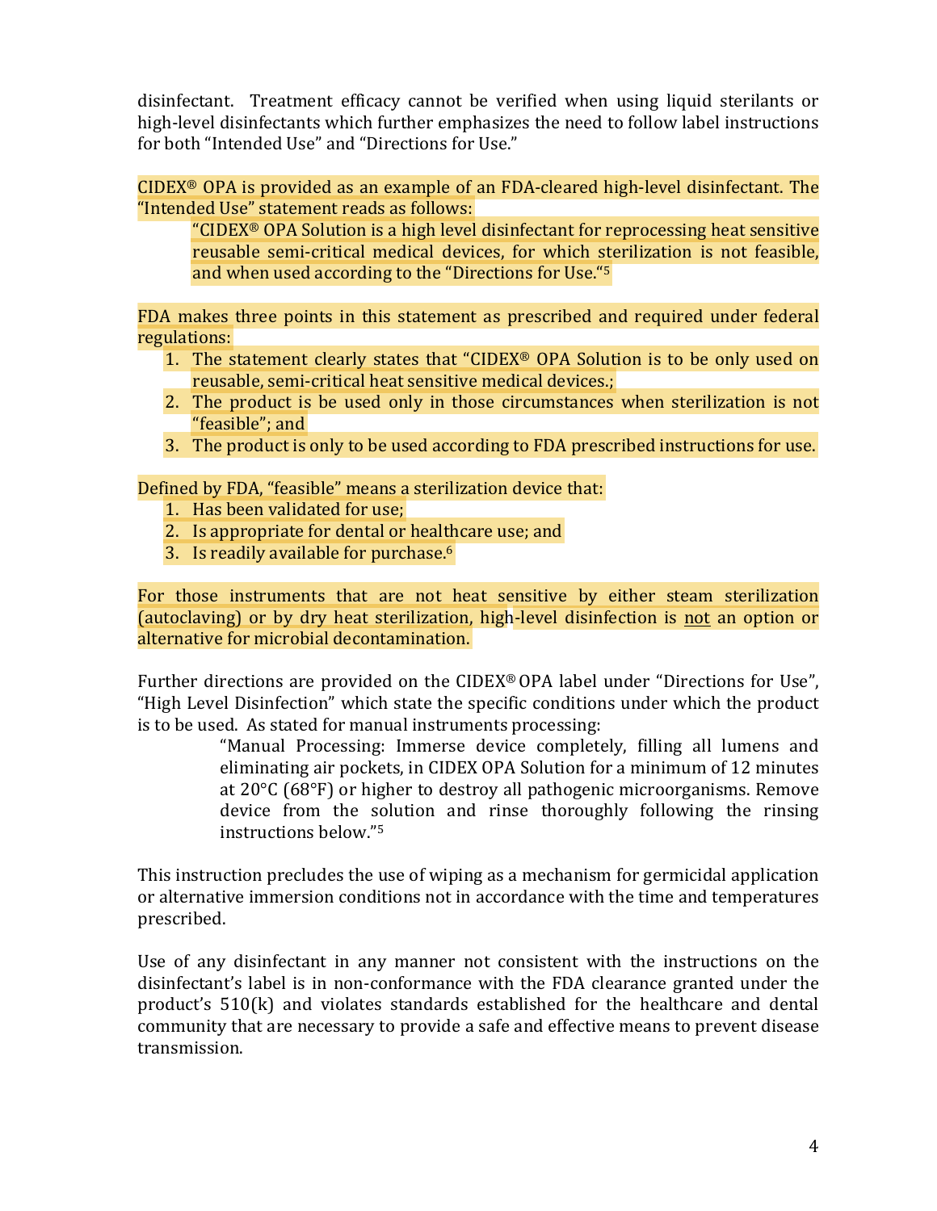disinfectant. Treatment efficacy cannot be verified when using liquid sterilants or high-level disinfectants which further emphasizes the need to follow label instructions for both "Intended Use" and "Directions for Use."

CIDEX® OPA is provided as an example of an FDA-cleared high-level disinfectant. The "Intended Use" statement reads as follows:

> "CIDEX® OPA Solution is a high level disinfectant for reprocessing heat sensitive reusable semi-critical medical devices, for which sterilization is not feasible, and when used according to the "Directions for Use."[5]

FDA makes three points in this statement as prescribed and required under federal regulations:

1. The statement clearly states that "CIDEX® OPA Solution is to be only used on reusable, semi-critical heat sensitive medical devices.;
2. The product is be used only in those circumstances when sterilization is not "feasible"; and
3. The product is only to be used according to FDA prescribed instructions for use.

Defined by FDA, "feasible" means a sterilization device that:

1. Has been validated for use;
2. Is appropriate for dental or healthcare use; and
3. Is readily available for purchase.[6]

For those instruments that are not heat sensitive by either steam sterilization (autoclaving) or by dry heat sterilization, high-level disinfection is <u>not</u> an option or alternative for microbial decontamination.

Further directions are provided on the CIDEX® OPA label under "Directions for Use", "High Level Disinfection" which state the specific conditions under which the product is to be used. As stated for manual instruments processing:

> "Manual Processing: Immerse device completely, filling all lumens and eliminating air pockets, in CIDEX OPA Solution for a minimum of 12 minutes at 20°C (68°F) or higher to destroy all pathogenic microorganisms. Remove device from the solution and rinse thoroughly following the rinsing instructions below."[5]

This instruction precludes the use of wiping as a mechanism for germicidal application or alternative immersion conditions not in accordance with the time and temperatures prescribed.

Use of any disinfectant in any manner not consistent with the instructions on the disinfectant's label is in non-conformance with the FDA clearance granted under the product's 510(k) and violates standards established for the healthcare and dental community that are necessary to provide a safe and effective means to prevent disease transmission.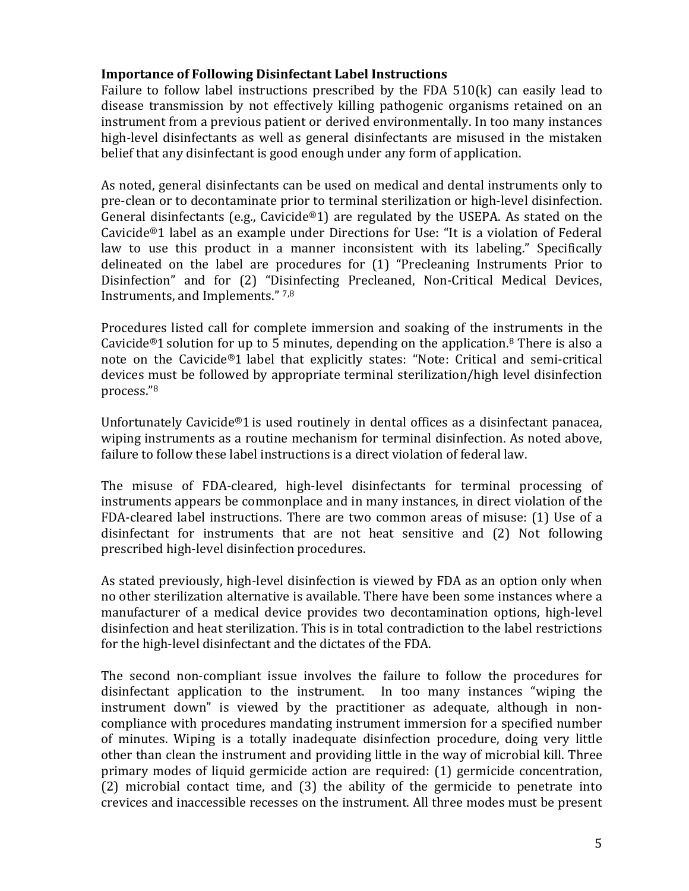**Importance of Following Disinfectant Label Instructions**

Failure to follow label instructions prescribed by the FDA 510(k) can easily lead to disease transmission by not effectively killing pathogenic organisms retained on an instrument from a previous patient or derived environmentally. In too many instances high-level disinfectants as well as general disinfectants are misused in the mistaken belief that any disinfectant is good enough under any form of application.

As noted, general disinfectants can be used on medical and dental instruments only to pre-clean or to decontaminate prior to terminal sterilization or high-level disinfection. General disinfectants (e.g., Cavicide®1) are regulated by the USEPA. As stated on the Cavicide®1 label as an example under Directions for Use: "It is a violation of Federal law to use this product in a manner inconsistent with its labeling." Specifically delineated on the label are procedures for (1) "Precleaning Instruments Prior to Disinfection" and for (2) "Disinfecting Precleaned, Non-Critical Medical Devices, Instruments, and Implements." [7,8]

Procedures listed call for complete immersion and soaking of the instruments in the Cavicide®1 solution for up to 5 minutes, depending on the application.[8] There is also a note on the Cavicide®1 label that explicitly states: "Note: Critical and semi-critical devices must be followed by appropriate terminal sterilization/high level disinfection process."[8]

Unfortunately Cavicide®1 is used routinely in dental offices as a disinfectant panacea, wiping instruments as a routine mechanism for terminal disinfection. As noted above, failure to follow these label instructions is a direct violation of federal law.

The misuse of FDA-cleared, high-level disinfectants for terminal processing of instruments appears be commonplace and in many instances, in direct violation of the FDA-cleared label instructions. There are two common areas of misuse: (1) Use of a disinfectant for instruments that are not heat sensitive and (2) Not following prescribed high-level disinfection procedures.

As stated previously, high-level disinfection is viewed by FDA as an option only when no other sterilization alternative is available. There have been some instances where a manufacturer of a medical device provides two decontamination options, high-level disinfection and heat sterilization. This is in total contradiction to the label restrictions for the high-level disinfectant and the dictates of the FDA.

The second non-compliant issue involves the failure to follow the procedures for disinfectant application to the instrument. In too many instances "wiping the instrument down" is viewed by the practitioner as adequate, although in non-compliance with procedures mandating instrument immersion for a specified number of minutes. Wiping is a totally inadequate disinfection procedure, doing very little other than clean the instrument and providing little in the way of microbial kill. Three primary modes of liquid germicide action are required: (1) germicide concentration, (2) microbial contact time, and (3) the ability of the germicide to penetrate into crevices and inaccessible recesses on the instrument. All three modes must be present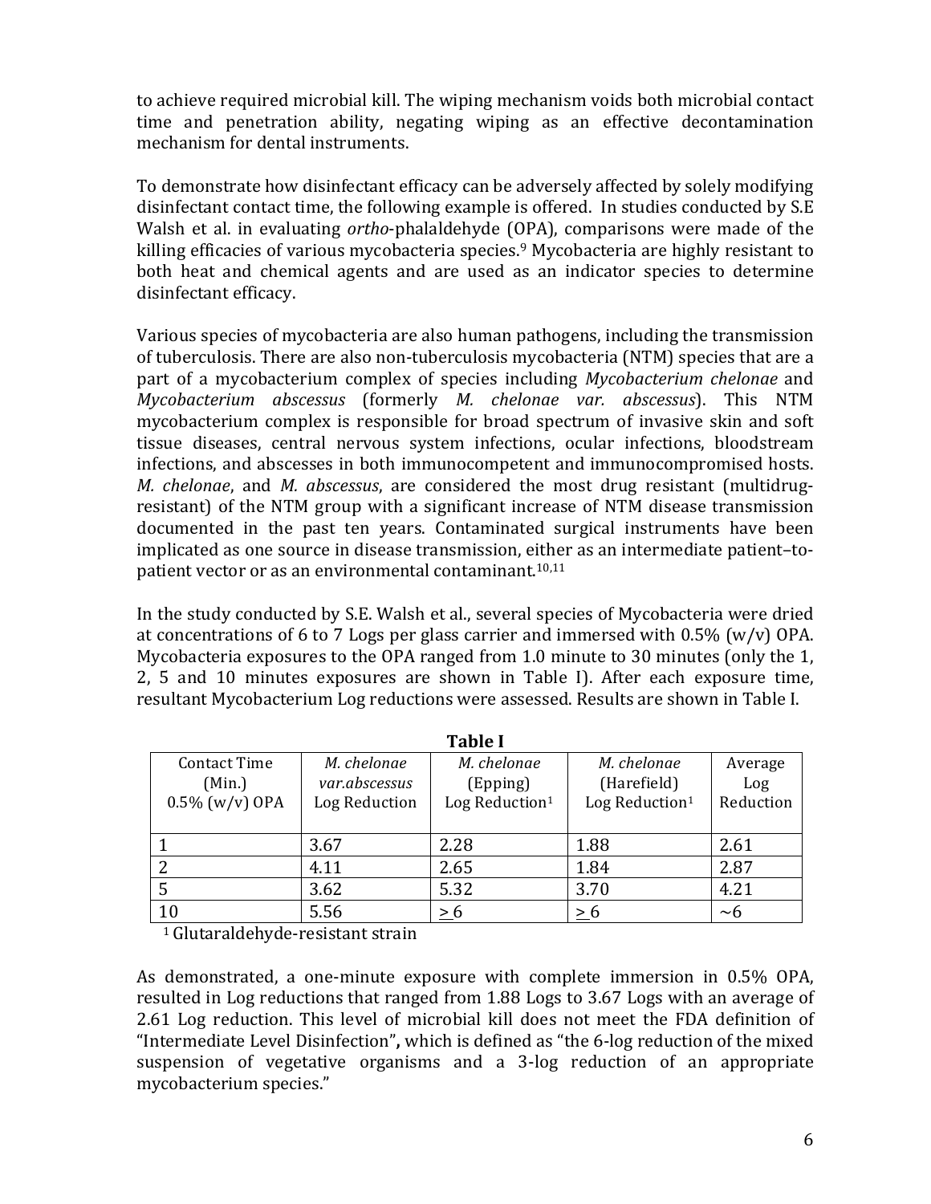to achieve required microbial kill. The wiping mechanism voids both microbial contact time and penetration ability, negating wiping as an effective decontamination mechanism for dental instruments.

To demonstrate how disinfectant efficacy can be adversely affected by solely modifying disinfectant contact time, the following example is offered. In studies conducted by S.E Walsh et al. in evaluating *ortho*-phalaldehyde (OPA), comparisons were made of the killing efficacies of various mycobacteria species.[9] Mycobacteria are highly resistant to both heat and chemical agents and are used as an indicator species to determine disinfectant efficacy.

Various species of mycobacteria are also human pathogens, including the transmission of tuberculosis. There are also non-tuberculosis mycobacteria (NTM) species that are a part of a mycobacterium complex of species including *Mycobacterium chelonae* and *Mycobacterium abscessus* (formerly *M. chelonae var. abscessus*). This NTM mycobacterium complex is responsible for broad spectrum of invasive skin and soft tissue diseases, central nervous system infections, ocular infections, bloodstream infections, and abscesses in both immunocompetent and immunocompromised hosts. *M. chelonae*, and *M. abscessus*, are considered the most drug resistant (multidrug-resistant) of the NTM group with a significant increase of NTM disease transmission documented in the past ten years. Contaminated surgical instruments have been implicated as one source in disease transmission, either as an intermediate patient–to-patient vector or as an environmental contaminant.[10,11]

In the study conducted by S.E. Walsh et al., several species of Mycobacteria were dried at concentrations of 6 to 7 Logs per glass carrier and immersed with 0.5% (w/v) OPA. Mycobacteria exposures to the OPA ranged from 1.0 minute to 30 minutes (only the 1, 2, 5 and 10 minutes exposures are shown in Table I). After each exposure time, resultant Mycobacterium Log reductions were assessed. Results are shown in Table I.

**Table I**

| Contact Time (Min.) 0.5% (w/v) OPA | *M. chelonae var.abscessus* Log Reduction | *M. chelonae* (Epping) Log Reduction[1] | *M. chelonae* (Harefield) Log Reduction[1] | Average Log Reduction |
|---|---|---|---|---|
| 1 | 3.67 | 2.28 | 1.88 | 2.61 |
| 2 | 4.11 | 2.65 | 1.84 | 2.87 |
| 5 | 3.62 | 5.32 | 3.70 | 4.21 |
| 10 | 5.56 | $\geq 6$ | $\geq 6$ | ~6 |

[1] Glutaraldehyde-resistant strain

As demonstrated, a one-minute exposure with complete immersion in 0.5% OPA, resulted in Log reductions that ranged from 1.88 Logs to 3.67 Logs with an average of 2.61 Log reduction. This level of microbial kill does not meet the FDA definition of "Intermediate Level Disinfection"**,** which is defined as "the 6-log reduction of the mixed suspension of vegetative organisms and a 3-log reduction of an appropriate mycobacterium species."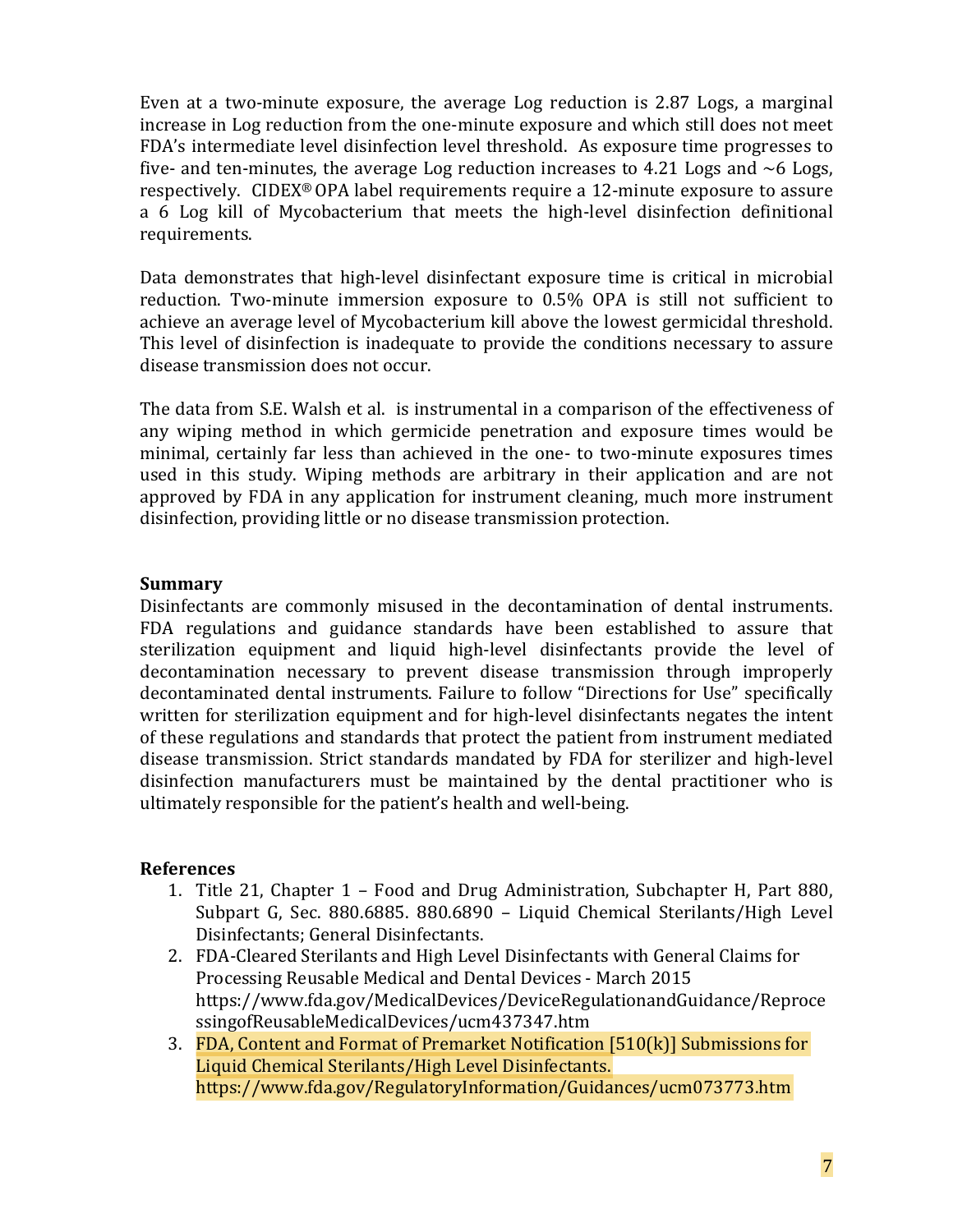Even at a two-minute exposure, the average Log reduction is 2.87 Logs, a marginal increase in Log reduction from the one-minute exposure and which still does not meet FDA's intermediate level disinfection level threshold. As exposure time progresses to five- and ten-minutes, the average Log reduction increases to 4.21 Logs and ~6 Logs, respectively. CIDEX® OPA label requirements require a 12-minute exposure to assure a 6 Log kill of Mycobacterium that meets the high-level disinfection definitional requirements.

Data demonstrates that high-level disinfectant exposure time is critical in microbial reduction. Two-minute immersion exposure to 0.5% OPA is still not sufficient to achieve an average level of Mycobacterium kill above the lowest germicidal threshold. This level of disinfection is inadequate to provide the conditions necessary to assure disease transmission does not occur.

The data from S.E. Walsh et al. is instrumental in a comparison of the effectiveness of any wiping method in which germicide penetration and exposure times would be minimal, certainly far less than achieved in the one- to two-minute exposures times used in this study. Wiping methods are arbitrary in their application and are not approved by FDA in any application for instrument cleaning, much more instrument disinfection, providing little or no disease transmission protection.

**Summary**

Disinfectants are commonly misused in the decontamination of dental instruments. FDA regulations and guidance standards have been established to assure that sterilization equipment and liquid high-level disinfectants provide the level of decontamination necessary to prevent disease transmission through improperly decontaminated dental instruments. Failure to follow "Directions for Use" specifically written for sterilization equipment and for high-level disinfectants negates the intent of these regulations and standards that protect the patient from instrument mediated disease transmission. Strict standards mandated by FDA for sterilizer and high-level disinfection manufacturers must be maintained by the dental practitioner who is ultimately responsible for the patient's health and well-being.

**References**

1. Title 21, Chapter 1 – Food and Drug Administration, Subchapter H, Part 880, Subpart G, Sec. 880.6885. 880.6890 – Liquid Chemical Sterilants/High Level Disinfectants; General Disinfectants.
2. FDA-Cleared Sterilants and High Level Disinfectants with General Claims for Processing Reusable Medical and Dental Devices - March 2015 https://www.fda.gov/MedicalDevices/DeviceRegulationandGuidance/ReprocessingofReusableMedicalDevices/ucm437347.htm
3. FDA, Content and Format of Premarket Notification [510(k)] Submissions for Liquid Chemical Sterilants/High Level Disinfectants. https://www.fda.gov/RegulatoryInformation/Guidances/ucm073773.htm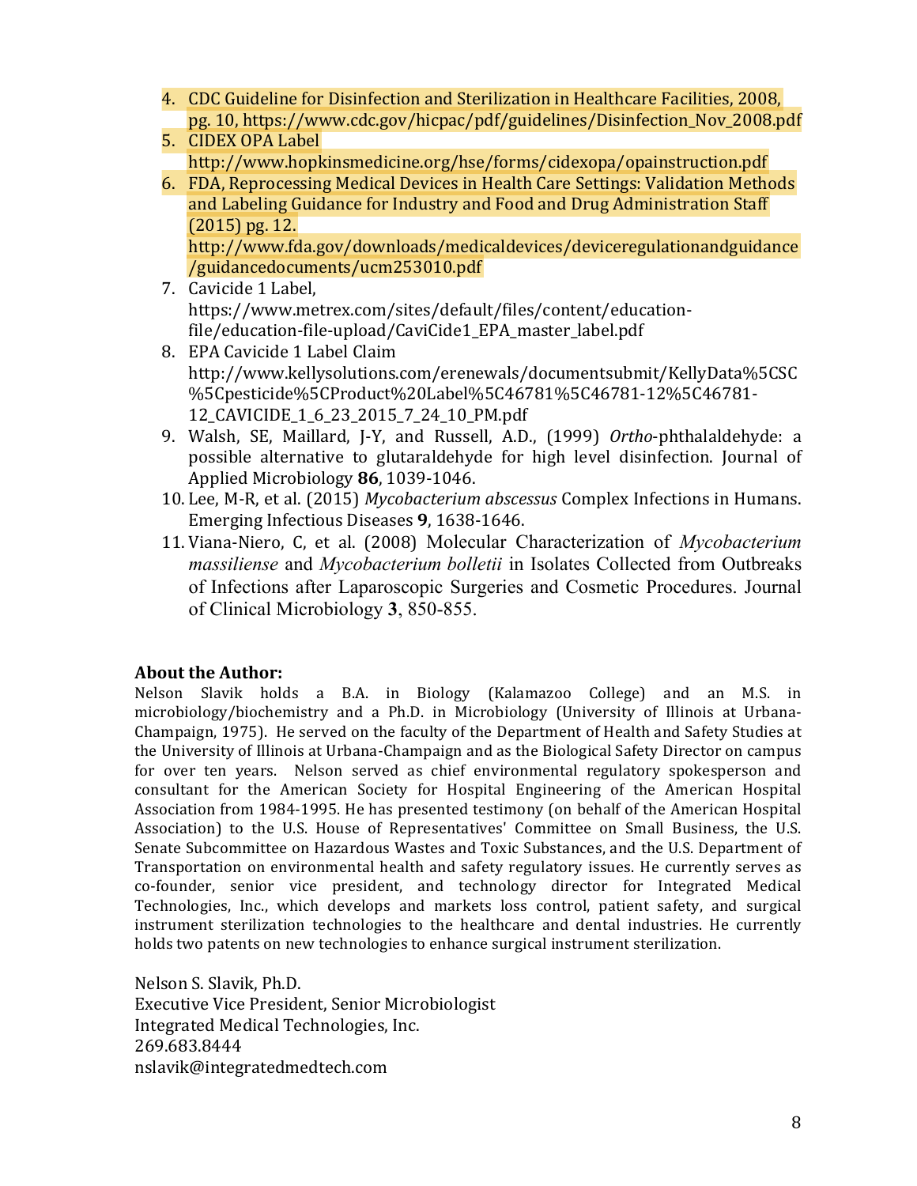4. CDC Guideline for Disinfection and Sterilization in Healthcare Facilities, 2008, pg. 10, https://www.cdc.gov/hicpac/pdf/guidelines/Disinfection_Nov_2008.pdf
5. CIDEX OPA Label http://www.hopkinsmedicine.org/hse/forms/cidexopa/opainstruction.pdf
6. FDA, Reprocessing Medical Devices in Health Care Settings: Validation Methods and Labeling Guidance for Industry and Food and Drug Administration Staff (2015) pg. 12. http://www.fda.gov/downloads/medicaldevices/deviceregulationandguidance/guidancedocuments/ucm253010.pdf
7. Cavicide 1 Label, https://www.metrex.com/sites/default/files/content/education-file/education-file-upload/CaviCide1_EPA_master_label.pdf
8. EPA Cavicide 1 Label Claim http://www.kellysolutions.com/erenewals/documentsubmit/KellyData%5CSC%5Cpesticide%5CProduct%20Label%5C46781%5C46781-12%5C46781-12_CAVICIDE_1_6_23_2015_7_24_10_PM.pdf
9. Walsh, SE, Maillard, J-Y, and Russell, A.D., (1999) *Ortho*-phthalaldehyde: a possible alternative to glutaraldehyde for high level disinfection. Journal of Applied Microbiology **86**, 1039-1046.
10. Lee, M-R, et al. (2015) *Mycobacterium abscessus* Complex Infections in Humans. Emerging Infectious Diseases **9**, 1638-1646.
11. Viana-Niero, C, et al. (2008) Molecular Characterization of *Mycobacterium massiliense* and *Mycobacterium bolletii* in Isolates Collected from Outbreaks of Infections after Laparoscopic Surgeries and Cosmetic Procedures. Journal of Clinical Microbiology **3**, 850-855.

**About the Author:**

Nelson Slavik holds a B.A. in Biology (Kalamazoo College) and an M.S. in microbiology/biochemistry and a Ph.D. in Microbiology (University of Illinois at Urbana-Champaign, 1975). He served on the faculty of the Department of Health and Safety Studies at the University of Illinois at Urbana-Champaign and as the Biological Safety Director on campus for over ten years. Nelson served as chief environmental regulatory spokesperson and consultant for the American Society for Hospital Engineering of the American Hospital Association from 1984-1995. He has presented testimony (on behalf of the American Hospital Association) to the U.S. House of Representatives' Committee on Small Business, the U.S. Senate Subcommittee on Hazardous Wastes and Toxic Substances, and the U.S. Department of Transportation on environmental health and safety regulatory issues. He currently serves as co-founder, senior vice president, and technology director for Integrated Medical Technologies, Inc., which develops and markets loss control, patient safety, and surgical instrument sterilization technologies to the healthcare and dental industries. He currently holds two patents on new technologies to enhance surgical instrument sterilization.

Nelson S. Slavik, Ph.D.
Executive Vice President, Senior Microbiologist
Integrated Medical Technologies, Inc.
269.683.8444
nslavik@integratedmedtech.com